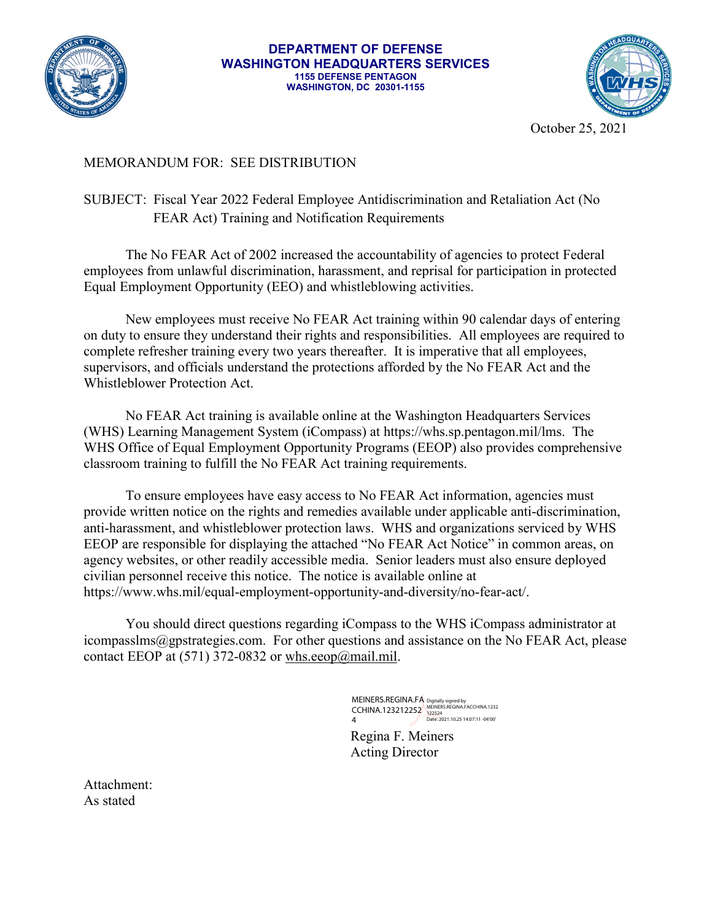**DEPARTMENT OF DEFENSE**
**WASHINGTON HEADQUARTERS SERVICES**
**1155 DEFENSE PENTAGON**
**WASHINGTON, DC 20301-1155**

October 25, 2021

MEMORANDUM FOR: SEE DISTRIBUTION

SUBJECT: Fiscal Year 2022 Federal Employee Antidiscrimination and Retaliation Act (No FEAR Act) Training and Notification Requirements

The No FEAR Act of 2002 increased the accountability of agencies to protect Federal employees from unlawful discrimination, harassment, and reprisal for participation in protected Equal Employment Opportunity (EEO) and whistleblowing activities.

New employees must receive No FEAR Act training within 90 calendar days of entering on duty to ensure they understand their rights and responsibilities. All employees are required to complete refresher training every two years thereafter. It is imperative that all employees, supervisors, and officials understand the protections afforded by the No FEAR Act and the Whistleblower Protection Act.

No FEAR Act training is available online at the Washington Headquarters Services (WHS) Learning Management System (iCompass) at https://whs.sp.pentagon.mil/lms. The WHS Office of Equal Employment Opportunity Programs (EEOP) also provides comprehensive classroom training to fulfill the No FEAR Act training requirements.

To ensure employees have easy access to No FEAR Act information, agencies must provide written notice on the rights and remedies available under applicable anti-discrimination, anti-harassment, and whistleblower protection laws. WHS and organizations serviced by WHS EEOP are responsible for displaying the attached "No FEAR Act Notice" in common areas, on agency websites, or other readily accessible media. Senior leaders must also ensure deployed civilian personnel receive this notice. The notice is available online at https://www.whs.mil/equal-employment-opportunity-and-diversity/no-fear-act/.

You should direct questions regarding iCompass to the WHS iCompass administrator at icompasslms@gpstrategies.com. For other questions and assistance on the No FEAR Act, please contact EEOP at (571) 372-0832 or whs.eeop@mail.mil.

MEINERS.REGINA.FACCHINA.1232122524 Digitally signed by MEINERS.REGINA.FACCHINA.1232122524 Date: 2021.10.25 14:07:11 -04'00'

Regina F. Meiners
Acting Director

Attachment:
As stated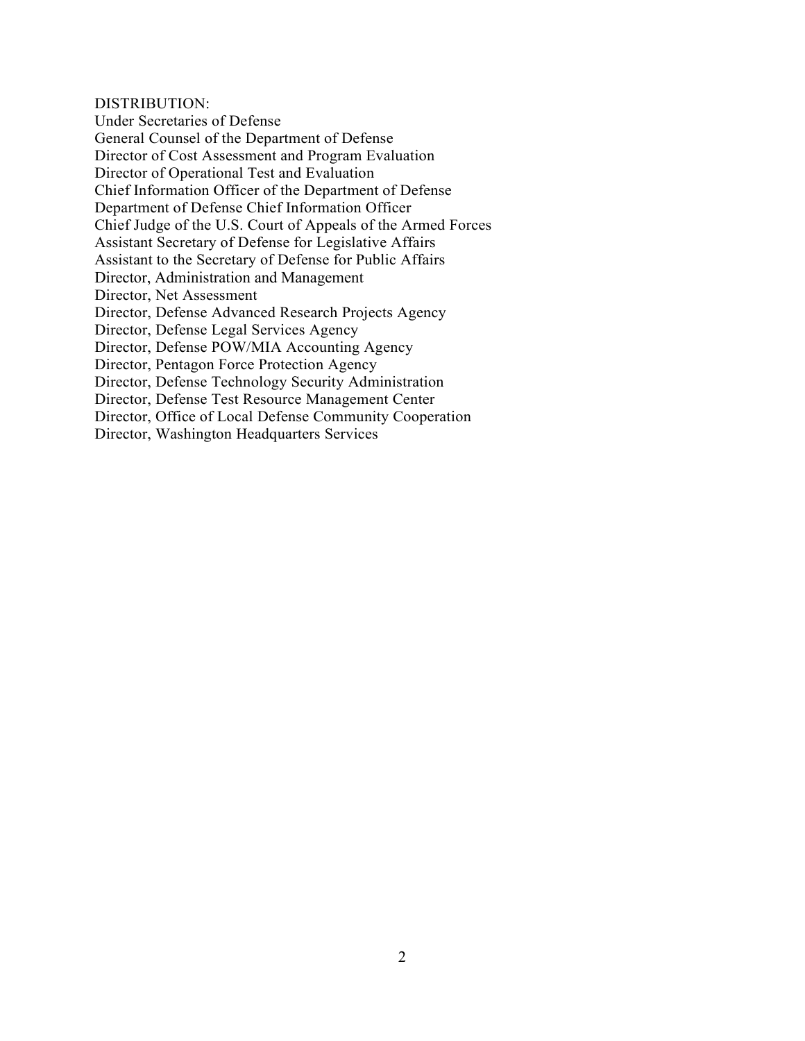DISTRIBUTION:  
Under Secretaries of Defense  
General Counsel of the Department of Defense  
Director of Cost Assessment and Program Evaluation  
Director of Operational Test and Evaluation  
Chief Information Officer of the Department of Defense  
Department of Defense Chief Information Officer  
Chief Judge of the U.S. Court of Appeals of the Armed Forces  
Assistant Secretary of Defense for Legislative Affairs  
Assistant to the Secretary of Defense for Public Affairs  
Director, Administration and Management  
Director, Net Assessment  
Director, Defense Advanced Research Projects Agency  
Director, Defense Legal Services Agency  
Director, Defense POW/MIA Accounting Agency  
Director, Pentagon Force Protection Agency  
Director, Defense Technology Security Administration  
Director, Defense Test Resource Management Center  
Director, Office of Local Defense Community Cooperation  
Director, Washington Headquarters Services